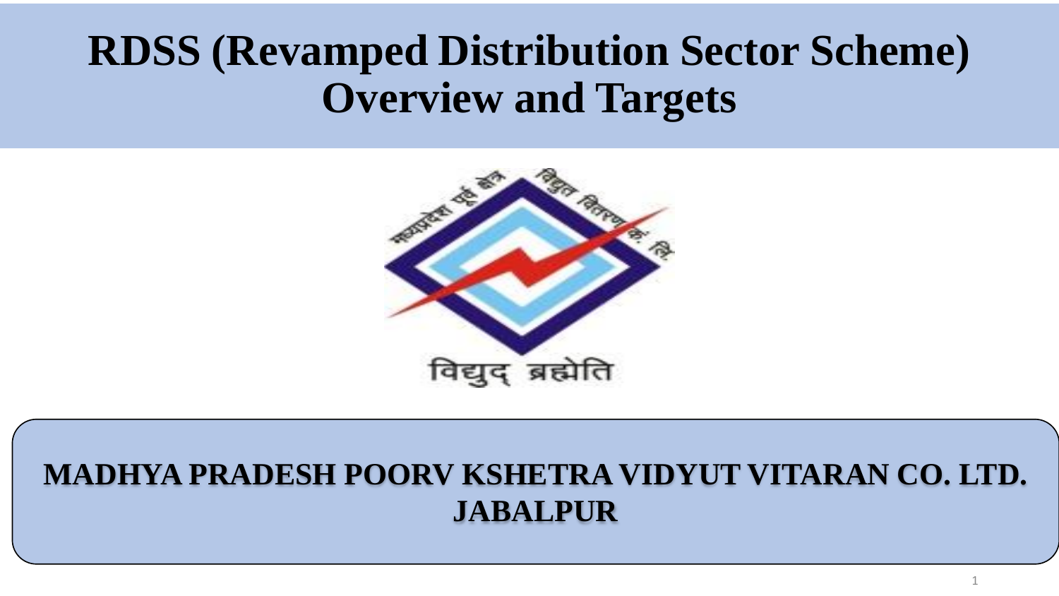# RDSS (Revamped Distribution Sector Scheme) Overview and Targets

मध्यप्रदेश पूर्व क्षेत्र विद्युत वितरण कं. लि.

विद्युद् ब्रह्मेति

**MADHYA PRADESH POORV KSHETRA VIDYUT VITARAN CO. LTD. JABALPUR**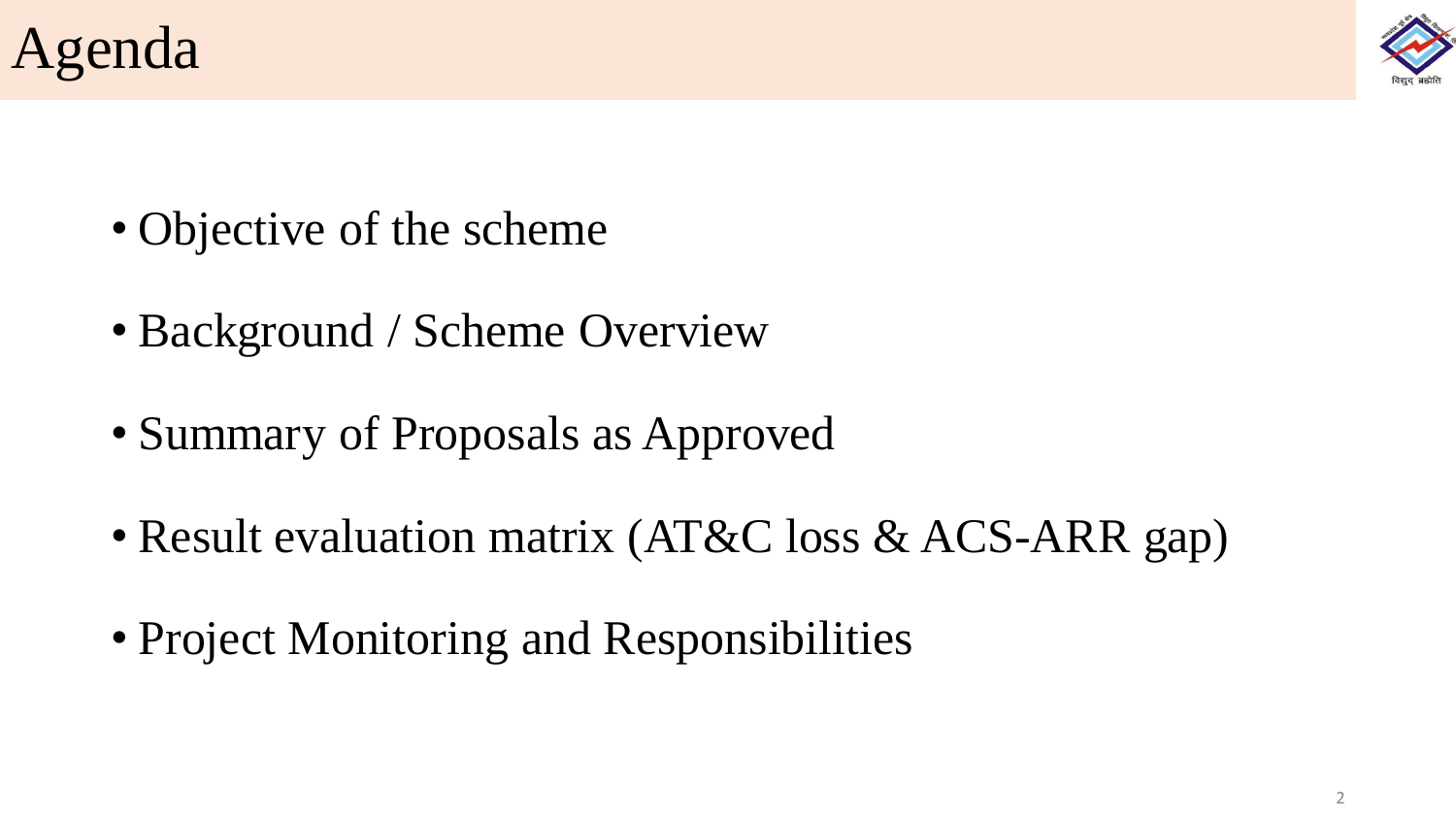# Agenda

- Objective of the scheme
- Background / Scheme Overview
- Summary of Proposals as Approved
- Result evaluation matrix (AT&C loss & ACS-ARR gap)
- Project Monitoring and Responsibilities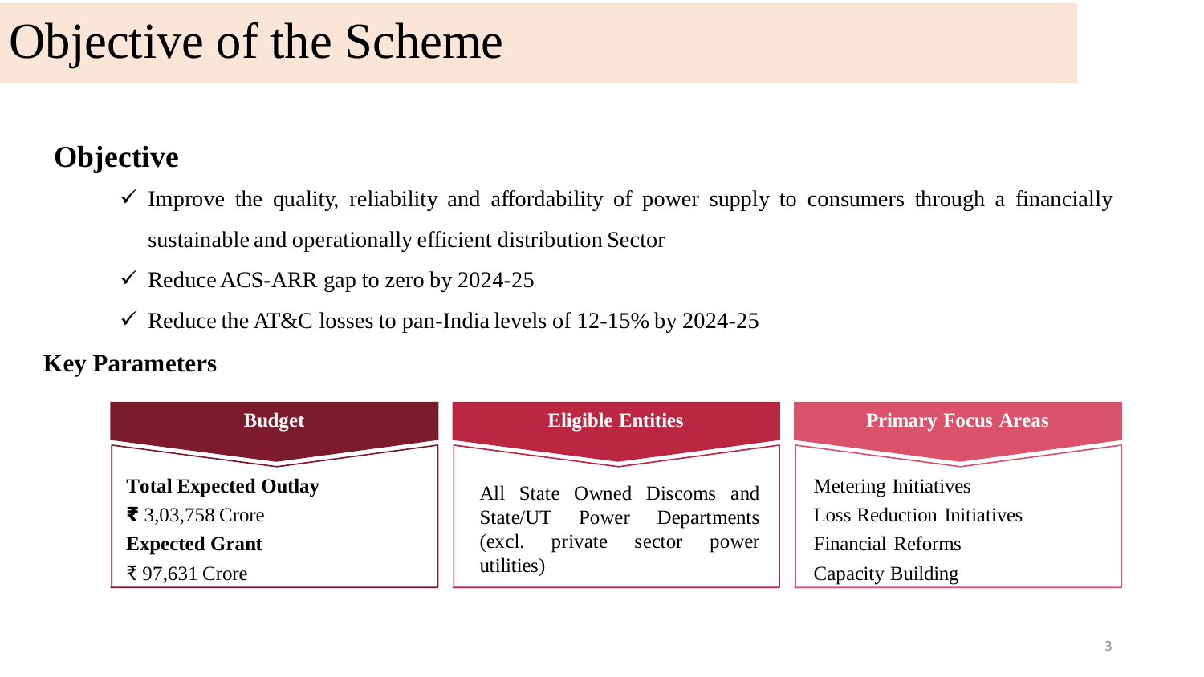# Objective of the Scheme

## Objective

- ✓ Improve the quality, reliability and affordability of power supply to consumers through a financially sustainable and operationally efficient distribution Sector
- ✓ Reduce ACS-ARR gap to zero by 2024-25
- ✓ Reduce the AT&C losses to pan-India levels of 12-15% by 2024-25

### Key Parameters

| Budget | Eligible Entities | Primary Focus Areas |
|---|---|---|
| **Total Expected Outlay**<br>₹ 3,03,758 Crore<br>**Expected Grant**<br>₹ 97,631 Crore | All State Owned Discoms and State/UT Power Departments (excl. private sector power utilities) | Metering Initiatives<br>Loss Reduction Initiatives<br>Financial Reforms<br>Capacity Building |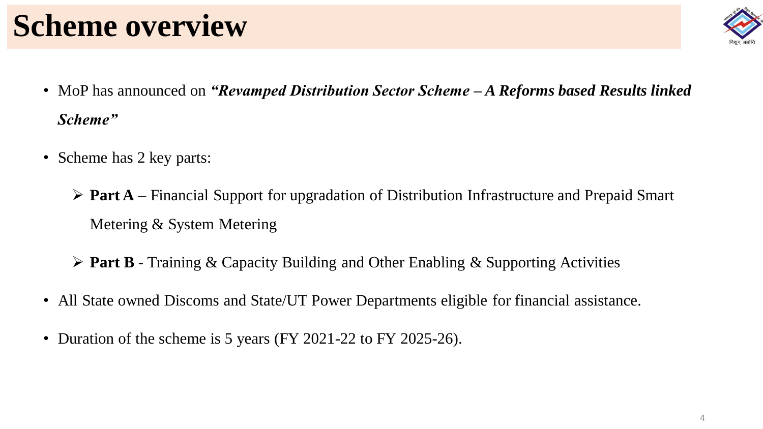# Scheme overview

- MoP has announced on ***"Revamped Distribution Sector Scheme – A Reforms based Results linked Scheme"***
- Scheme has 2 key parts:
  - **Part A** – Financial Support for upgradation of Distribution Infrastructure and Prepaid Smart Metering & System Metering
  - **Part B** - Training & Capacity Building and Other Enabling & Supporting Activities
- All State owned Discoms and State/UT Power Departments eligible for financial assistance.
- Duration of the scheme is 5 years (FY 2021-22 to FY 2025-26).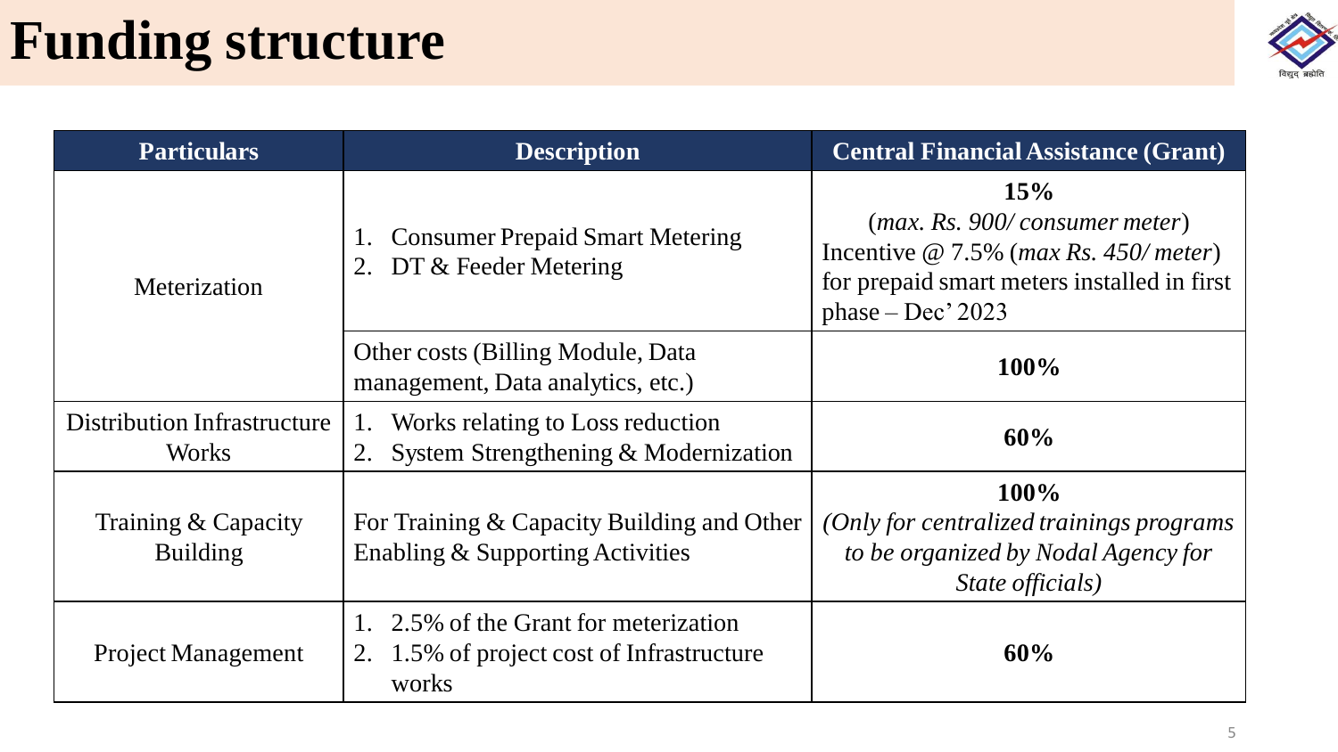# Funding structure

| Particulars | Description | Central Financial Assistance (Grant) |
|---|---|---|
| Meterization | 1. Consumer Prepaid Smart Metering<br>2. DT & Feeder Metering | **15%**<br>(*max. Rs. 900/ consumer meter*)<br>Incentive @ 7.5% (*max Rs. 450/ meter*) for prepaid smart meters installed in first phase – Dec' 2023 |
| | Other costs (Billing Module, Data management, Data analytics, etc.) | **100%** |
| Distribution Infrastructure Works | 1. Works relating to Loss reduction<br>2. System Strengthening & Modernization | **60%** |
| Training & Capacity Building | For Training & Capacity Building and Other Enabling & Supporting Activities | **100%**<br>*(Only for centralized trainings programs to be organized by Nodal Agency for State officials)* |
| Project Management | 1. 2.5% of the Grant for meterization<br>2. 1.5% of project cost of Infrastructure works | **60%** |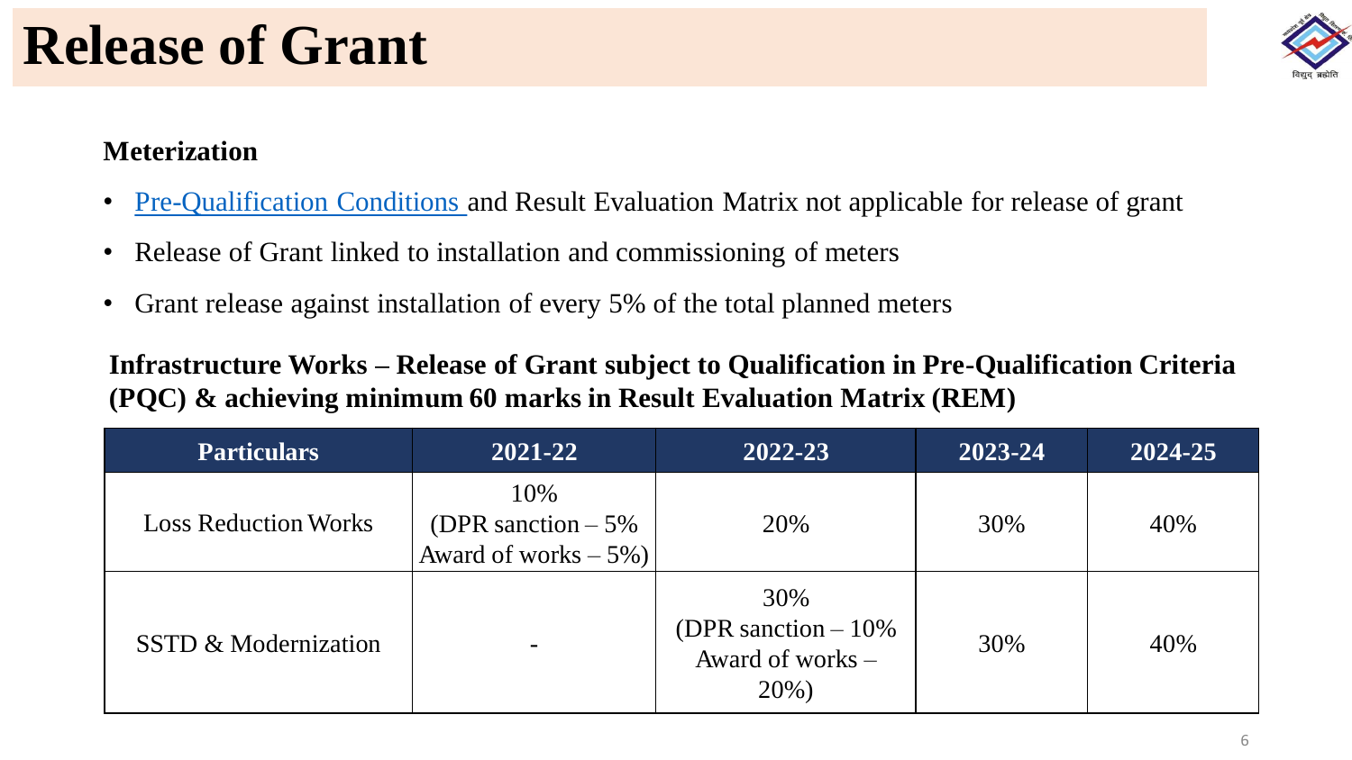# Release of Grant

### Meterization

- Pre-Qualification Conditions and Result Evaluation Matrix not applicable for release of grant
- Release of Grant linked to installation and commissioning of meters
- Grant release against installation of every 5% of the total planned meters

### Infrastructure Works – Release of Grant subject to Qualification in Pre-Qualification Criteria (PQC) & achieving minimum 60 marks in Result Evaluation Matrix (REM)

| Particulars | 2021-22 | 2022-23 | 2023-24 | 2024-25 |
|---|---|---|---|---|
| Loss Reduction Works | 10% (DPR sanction – 5% Award of works – 5%) | 20% | 30% | 40% |
| SSTD & Modernization | - | 30% (DPR sanction – 10% Award of works – 20%) | 30% | 40% |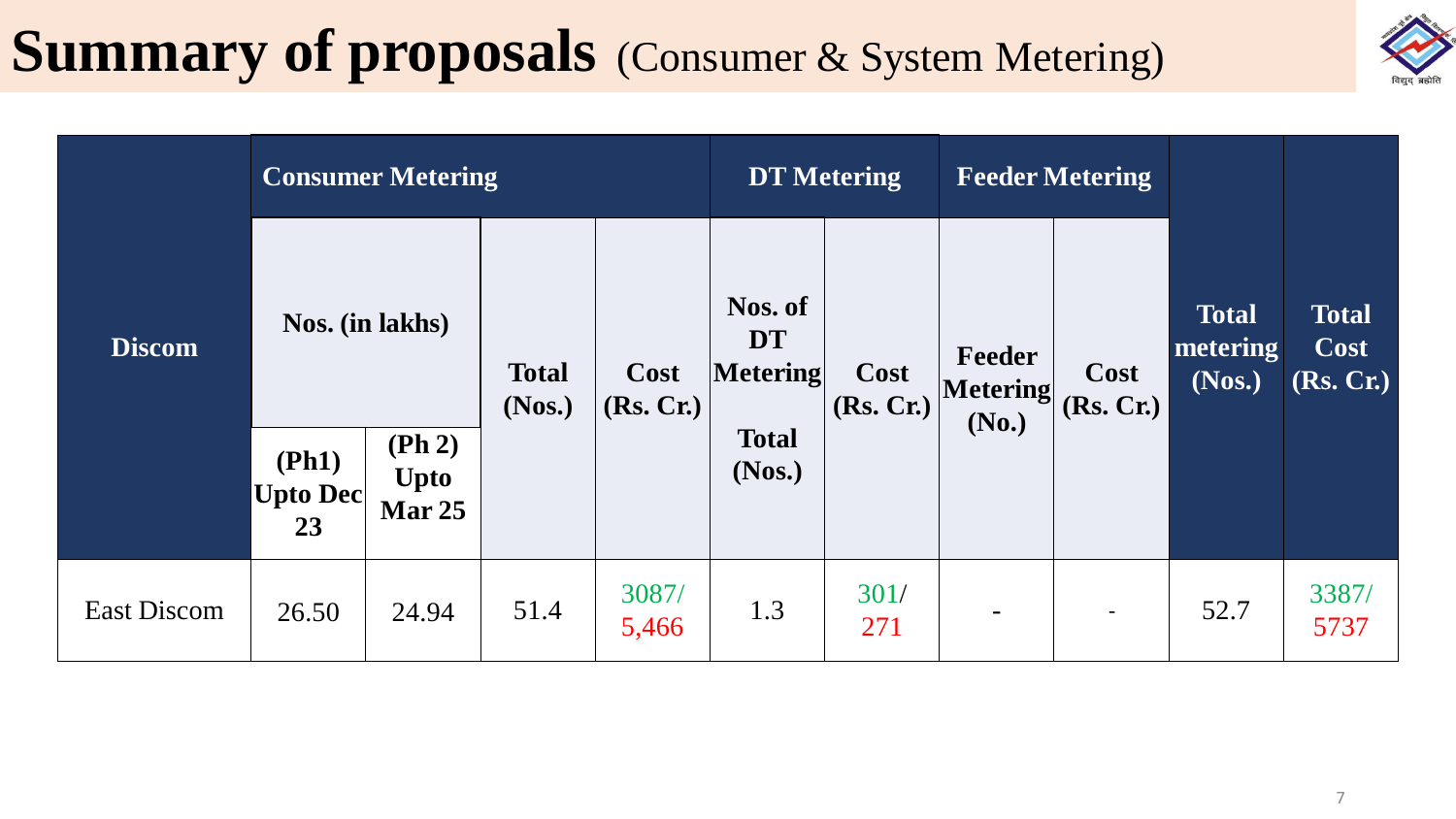# Summary of proposals (Consumer & System Metering)

| Discom | Consumer Metering | | | | DT Metering | | Feeder Metering | | Total metering (Nos.) | Total Cost (Rs. Cr.) |
|---|---|---|---|---|---|---|---|---|---|---|
| | Nos. (in lakhs) | | Total (Nos.) | Cost (Rs. Cr.) | Nos. of DT Metering Total (Nos.) | Cost (Rs. Cr.) | Feeder Metering (No.) | Cost (Rs. Cr.) | | |
| | (Ph1) Upto Dec 23 | (Ph 2) Upto Mar 25 | | | | | | | | |
| East Discom | 26.50 | 24.94 | 51.4 | 3087/ 5,466 | 1.3 | 301/ 271 | - | - | 52.7 | 3387/ 5737 |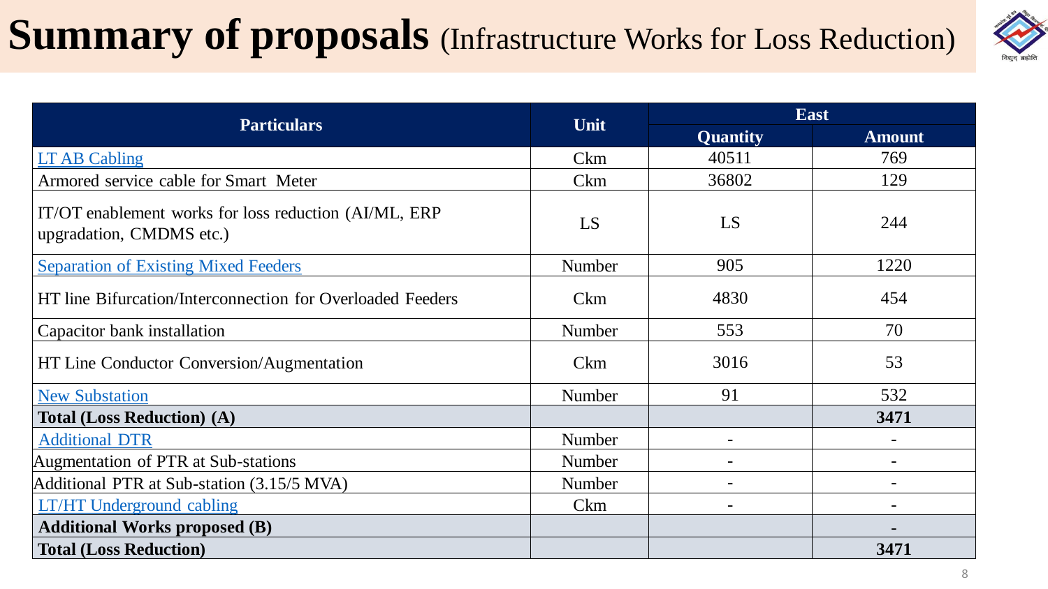# **Summary of proposals** (Infrastructure Works for Loss Reduction)

| Particulars | Unit | East | |
|---|---|---|---|
| | | Quantity | Amount |
| LT AB Cabling | Ckm | 40511 | 769 |
| Armored service cable for Smart Meter | Ckm | 36802 | 129 |
| IT/OT enablement works for loss reduction (AI/ML, ERP upgradation, CMDMS etc.) | LS | LS | 244 |
| Separation of Existing Mixed Feeders | Number | 905 | 1220 |
| HT line Bifurcation/Interconnection for Overloaded Feeders | Ckm | 4830 | 454 |
| Capacitor bank installation | Number | 553 | 70 |
| HT Line Conductor Conversion/Augmentation | Ckm | 3016 | 53 |
| New Substation | Number | 91 | 532 |
| **Total (Loss Reduction) (A)** | | | **3471** |
| Additional DTR | Number | - | - |
| Augmentation of PTR at Sub-stations | Number | - | - |
| Additional PTR at Sub-station (3.15/5 MVA) | Number | - | - |
| LT/HT Underground cabling | Ckm | - | - |
| **Additional Works proposed (B)** | | | - |
| **Total (Loss Reduction)** | | | **3471** |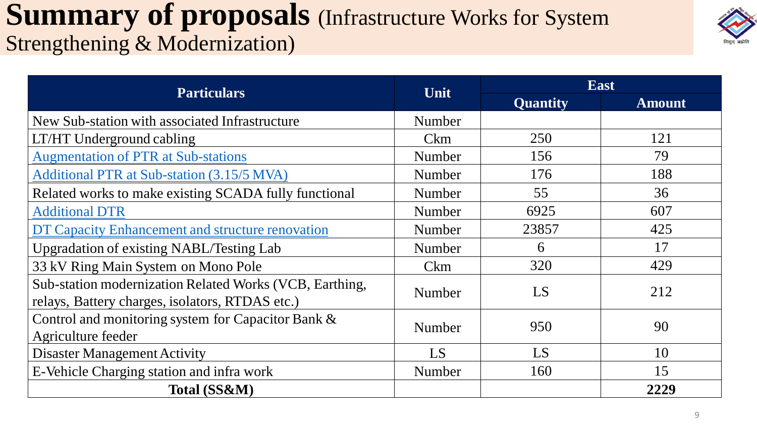# Summary of proposals (Infrastructure Works for System Strengthening & Modernization)

| Particulars | Unit | East | |
|---|---|---|---|
| | | Quantity | Amount |
| New Sub-station with associated Infrastructure | Number | | |
| LT/HT Underground cabling | Ckm | 250 | 121 |
| Augmentation of PTR at Sub-stations | Number | 156 | 79 |
| Additional PTR at Sub-station (3.15/5 MVA) | Number | 176 | 188 |
| Related works to make existing SCADA fully functional | Number | 55 | 36 |
| Additional DTR | Number | 6925 | 607 |
| DT Capacity Enhancement and structure renovation | Number | 23857 | 425 |
| Upgradation of existing NABL/Testing Lab | Number | 6 | 17 |
| 33 kV Ring Main System on Mono Pole | Ckm | 320 | 429 |
| Sub-station modernization Related Works (VCB, Earthing, relays, Battery charges, isolators, RTDAS etc.) | Number | LS | 212 |
| Control and monitoring system for Capacitor Bank & Agriculture feeder | Number | 950 | 90 |
| Disaster Management Activity | LS | LS | 10 |
| E-Vehicle Charging station and infra work | Number | 160 | 15 |
| **Total (SS&M)** | | | **2229** |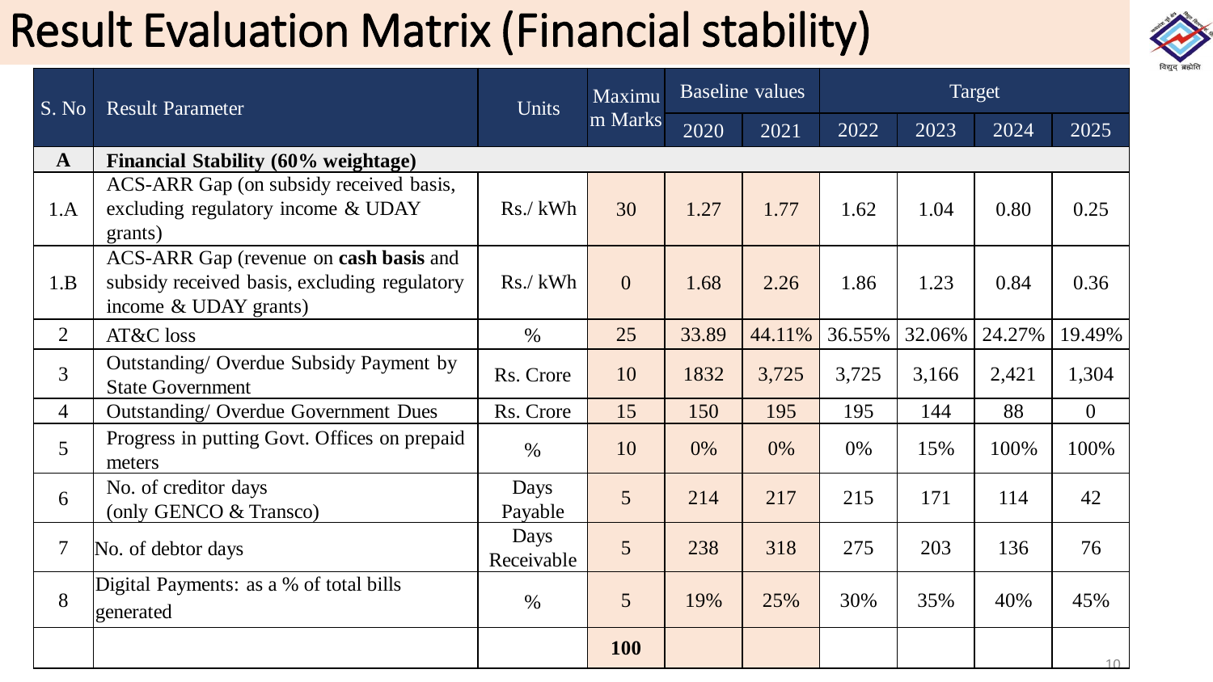# Result Evaluation Matrix (Financial stability)

| S. No | Result Parameter | Units | Maximum Marks | Baseline values | | Target | | | |
|---|---|---|---|---|---|---|---|---|---|
| | | | | 2020 | 2021 | 2022 | 2023 | 2024 | 2025 |
| **A** | **Financial Stability (60% weightage)** | | | | | | | | |
| 1.A | ACS-ARR Gap (on subsidy received basis, excluding regulatory income & UDAY grants) | Rs./ kWh | 30 | 1.27 | 1.77 | 1.62 | 1.04 | 0.80 | 0.25 |
| 1.B | ACS-ARR Gap (revenue on **cash basis** and subsidy received basis, excluding regulatory income & UDAY grants) | Rs./ kWh | 0 | 1.68 | 2.26 | 1.86 | 1.23 | 0.84 | 0.36 |
| 2 | AT&C loss | % | 25 | 33.89 | 44.11% | 36.55% | 32.06% | 24.27% | 19.49% |
| 3 | Outstanding/ Overdue Subsidy Payment by State Government | Rs. Crore | 10 | 1832 | 3,725 | 3,725 | 3,166 | 2,421 | 1,304 |
| 4 | Outstanding/ Overdue Government Dues | Rs. Crore | 15 | 150 | 195 | 195 | 144 | 88 | 0 |
| 5 | Progress in putting Govt. Offices on prepaid meters | % | 10 | 0% | 0% | 0% | 15% | 100% | 100% |
| 6 | No. of creditor days (only GENCO & Transco) | Days Payable | 5 | 214 | 217 | 215 | 171 | 114 | 42 |
| 7 | No. of debtor days | Days Receivable | 5 | 238 | 318 | 275 | 203 | 136 | 76 |
| 8 | Digital Payments: as a % of total bills generated | % | 5 | 19% | 25% | 30% | 35% | 40% | 45% |
| | | | **100** | | | | | | |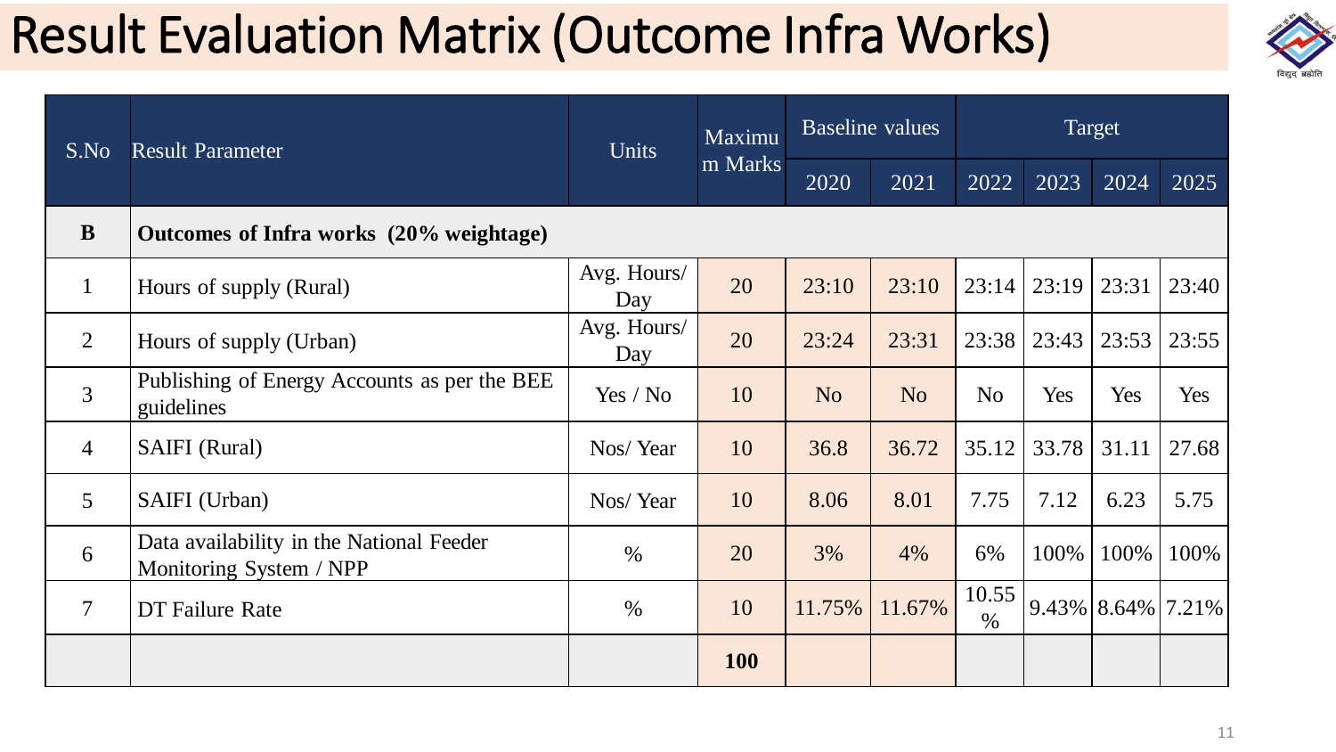# Result Evaluation Matrix (Outcome Infra Works)

| S.No | Result Parameter | Units | Maximum Marks | Baseline values | | Target | | | |
|---|---|---|---|---|---|---|---|---|---|
| | | | | 2020 | 2021 | 2022 | 2023 | 2024 | 2025 |
| **B** | **Outcomes of Infra works (20% weightage)** | | | | | | | | |
| 1 | Hours of supply (Rural) | Avg. Hours/ Day | 20 | 23:10 | 23:10 | 23:14 | 23:19 | 23:31 | 23:40 |
| 2 | Hours of supply (Urban) | Avg. Hours/ Day | 20 | 23:24 | 23:31 | 23:38 | 23:43 | 23:53 | 23:55 |
| 3 | Publishing of Energy Accounts as per the BEE guidelines | Yes / No | 10 | No | No | No | Yes | Yes | Yes |
| 4 | SAIFI (Rural) | Nos/ Year | 10 | 36.8 | 36.72 | 35.12 | 33.78 | 31.11 | 27.68 |
| 5 | SAIFI (Urban) | Nos/ Year | 10 | 8.06 | 8.01 | 7.75 | 7.12 | 6.23 | 5.75 |
| 6 | Data availability in the National Feeder Monitoring System / NPP | % | 20 | 3% | 4% | 6% | 100% | 100% | 100% |
| 7 | DT Failure Rate | % | 10 | 11.75% | 11.67% | 10.55 % | 9.43% | 8.64% | 7.21% |
| | | | **100** | | | | | | |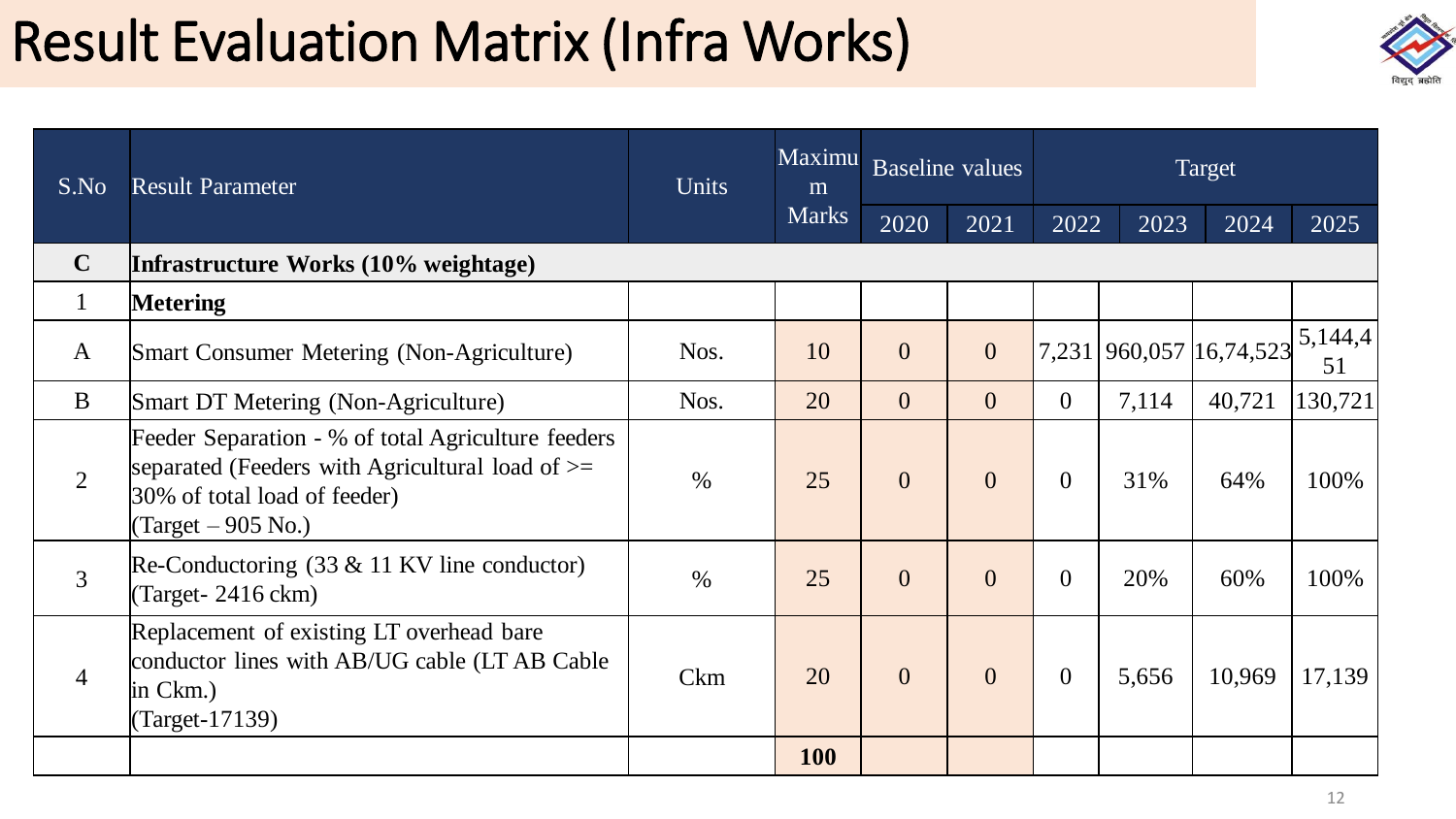# Result Evaluation Matrix (Infra Works)

| S.No | Result Parameter | Units | Maximum Marks | Baseline values | | Target | | | |
|---|---|---|---|---|---|---|---|---|---|
| | | | | 2020 | 2021 | 2022 | 2023 | 2024 | 2025 |
| **C** | **Infrastructure Works (10% weightage)** | | | | | | | | |
| 1 | **Metering** | | | | | | | | |
| A | Smart Consumer Metering (Non-Agriculture) | Nos. | 10 | 0 | 0 | 7,231 | 960,057 | 16,74,523 | 5,144,451 |
| B | Smart DT Metering (Non-Agriculture) | Nos. | 20 | 0 | 0 | 0 | 7,114 | 40,721 | 130,721 |
| 2 | Feeder Separation - % of total Agriculture feeders separated (Feeders with Agricultural load of >= 30% of total load of feeder) (Target – 905 No.) | % | 25 | 0 | 0 | 0 | 31% | 64% | 100% |
| 3 | Re-Conductoring (33 & 11 KV line conductor) (Target- 2416 ckm) | % | 25 | 0 | 0 | 0 | 20% | 60% | 100% |
| 4 | Replacement of existing LT overhead bare conductor lines with AB/UG cable (LT AB Cable in Ckm.) (Target-17139) | Ckm | 20 | 0 | 0 | 0 | 5,656 | 10,969 | 17,139 |
| | | | **100** | | | | | | |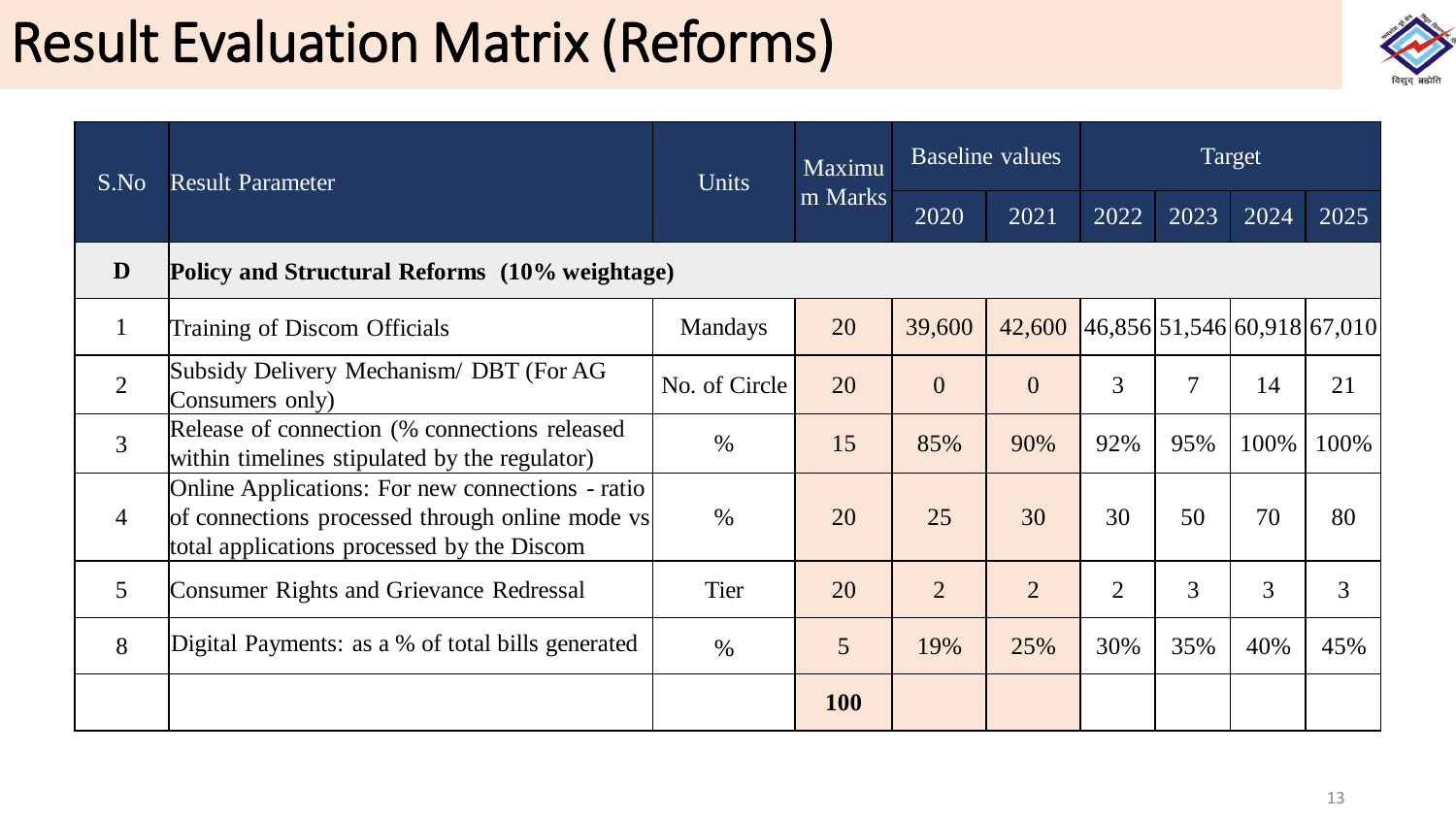# Result Evaluation Matrix (Reforms)

| S.No | Result Parameter | Units | Maximum Marks | Baseline values | | Target | | | |
|---|---|---|---|---|---|---|---|---|---|
| | | | | 2020 | 2021 | 2022 | 2023 | 2024 | 2025 |
| **D** | **Policy and Structural Reforms (10% weightage)** | | | | | | | | |
| 1 | Training of Discom Officials | Mandays | 20 | 39,600 | 42,600 | 46,856 | 51,546 | 60,918 | 67,010 |
| 2 | Subsidy Delivery Mechanism/ DBT (For AG Consumers only) | No. of Circle | 20 | 0 | 0 | 3 | 7 | 14 | 21 |
| 3 | Release of connection (% connections released within timelines stipulated by the regulator) | % | 15 | 85% | 90% | 92% | 95% | 100% | 100% |
| 4 | Online Applications: For new connections - ratio of connections processed through online mode vs total applications processed by the Discom | % | 20 | 25 | 30 | 30 | 50 | 70 | 80 |
| 5 | Consumer Rights and Grievance Redressal | Tier | 20 | 2 | 2 | 2 | 3 | 3 | 3 |
| 8 | Digital Payments: as a % of total bills generated | % | 5 | 19% | 25% | 30% | 35% | 40% | 45% |
| | | | **100** | | | | | | |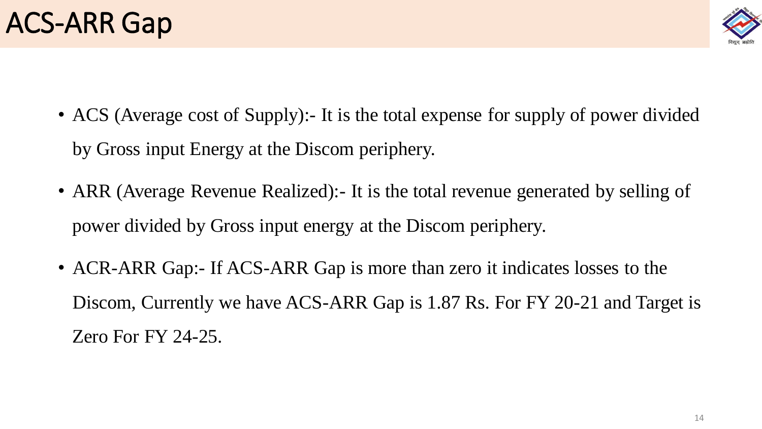# ACS-ARR Gap

- ACS (Average cost of Supply):- It is the total expense for supply of power divided by Gross input Energy at the Discom periphery.
- ARR (Average Revenue Realized):- It is the total revenue generated by selling of power divided by Gross input energy at the Discom periphery.
- ACR-ARR Gap:- If ACS-ARR Gap is more than zero it indicates losses to the Discom, Currently we have ACS-ARR Gap is 1.87 Rs. For FY 20-21 and Target is Zero For FY 24-25.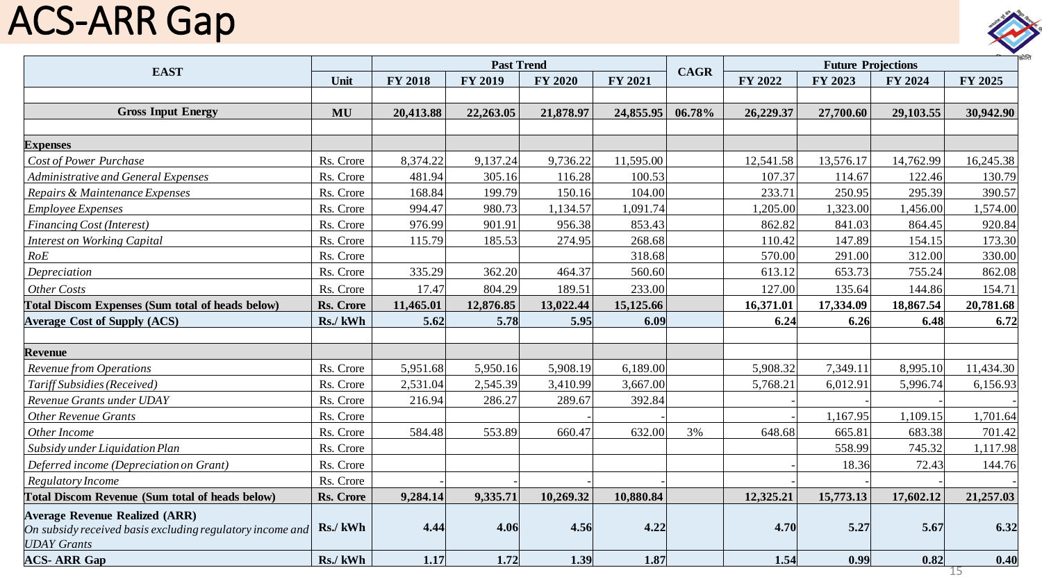# ACS-ARR Gap

| EAST | | Past Trend | | | | CAGR | Future Projections | | | |
|---|---|---|---|---|---|---|---|---|---|---|
| | Unit | FY 2018 | FY 2019 | FY 2020 | FY 2021 | | FY 2022 | FY 2023 | FY 2024 | FY 2025 |
| | | | | | | | | | | |
| **Gross Input Energy** | **MU** | **20,413.88** | **22,263.05** | **21,878.97** | **24,855.95** | **06.78%** | **26,229.37** | **27,700.60** | **29,103.55** | **30,942.90** |
| | | | | | | | | | | |
| **Expenses** | | | | | | | | | | |
| *Cost of Power Purchase* | Rs. Crore | 8,374.22 | 9,137.24 | 9,736.22 | 11,595.00 | | 12,541.58 | 13,576.17 | 14,762.99 | 16,245.38 |
| *Administrative and General Expenses* | Rs. Crore | 481.94 | 305.16 | 116.28 | 100.53 | | 107.37 | 114.67 | 122.46 | 130.79 |
| *Repairs & Maintenance Expenses* | Rs. Crore | 168.84 | 199.79 | 150.16 | 104.00 | | 233.71 | 250.95 | 295.39 | 390.57 |
| *Employee Expenses* | Rs. Crore | 994.47 | 980.73 | 1,134.57 | 1,091.74 | | 1,205.00 | 1,323.00 | 1,456.00 | 1,574.00 |
| *Financing Cost (Interest)* | Rs. Crore | 976.99 | 901.91 | 956.38 | 853.43 | | 862.82 | 841.03 | 864.45 | 920.84 |
| *Interest on Working Capital* | Rs. Crore | 115.79 | 185.53 | 274.95 | 268.68 | | 110.42 | 147.89 | 154.15 | 173.30 |
| *RoE* | Rs. Crore | | | | 318.68 | | 570.00 | 291.00 | 312.00 | 330.00 |
| *Depreciation* | Rs. Crore | 335.29 | 362.20 | 464.37 | 560.60 | | 613.12 | 653.73 | 755.24 | 862.08 |
| *Other Costs* | Rs. Crore | 17.47 | 804.29 | 189.51 | 233.00 | | 127.00 | 135.64 | 144.86 | 154.71 |
| **Total Discom Expenses (Sum total of heads below)** | **Rs. Crore** | **11,465.01** | **12,876.85** | **13,022.44** | **15,125.66** | | **16,371.01** | **17,334.09** | **18,867.54** | **20,781.68** |
| **Average Cost of Supply (ACS)** | **Rs./ kWh** | **5.62** | **5.78** | **5.95** | **6.09** | | **6.24** | **6.26** | **6.48** | **6.72** |
| | | | | | | | | | | |
| **Revenue** | | | | | | | | | | |
| *Revenue from Operations* | Rs. Crore | 5,951.68 | 5,950.16 | 5,908.19 | 6,189.00 | | 5,908.32 | 7,349.11 | 8,995.10 | 11,434.30 |
| *Tariff Subsidies (Received)* | Rs. Crore | 2,531.04 | 2,545.39 | 3,410.99 | 3,667.00 | | 5,768.21 | 6,012.91 | 5,996.74 | 6,156.93 |
| *Revenue Grants under UDAY* | Rs. Crore | 216.94 | 286.27 | 289.67 | 392.84 | | - | - | - | - |
| *Other Revenue Grants* | Rs. Crore | | | - | - | | - | 1,167.95 | 1,109.15 | 1,701.64 |
| *Other Income* | Rs. Crore | 584.48 | 553.89 | 660.47 | 632.00 | 3% | 648.68 | 665.81 | 683.38 | 701.42 |
| *Subsidy under Liquidation Plan* | Rs. Crore | | | | | | | 558.99 | 745.32 | 1,117.98 |
| *Deferred income (Depreciation on Grant)* | Rs. Crore | | | | | | - | 18.36 | 72.43 | 144.76 |
| *Regulatory Income* | Rs. Crore | - | - | - | - | | - | - | - | - |
| **Total Discom Revenue (Sum total of heads below)** | **Rs. Crore** | **9,284.14** | **9,335.71** | **10,269.32** | **10,880.84** | | **12,325.21** | **15,773.13** | **17,602.12** | **21,257.03** |
| **Average Revenue Realized (ARR)** *On subsidy received basis excluding regulatory income and UDAY Grants* | **Rs./ kWh** | **4.44** | **4.06** | **4.56** | **4.22** | | **4.70** | **5.27** | **5.67** | **6.32** |
| **ACS- ARR Gap** | **Rs./ kWh** | **1.17** | **1.72** | **1.39** | **1.87** | | **1.54** | **0.99** | **0.82** | **0.40** |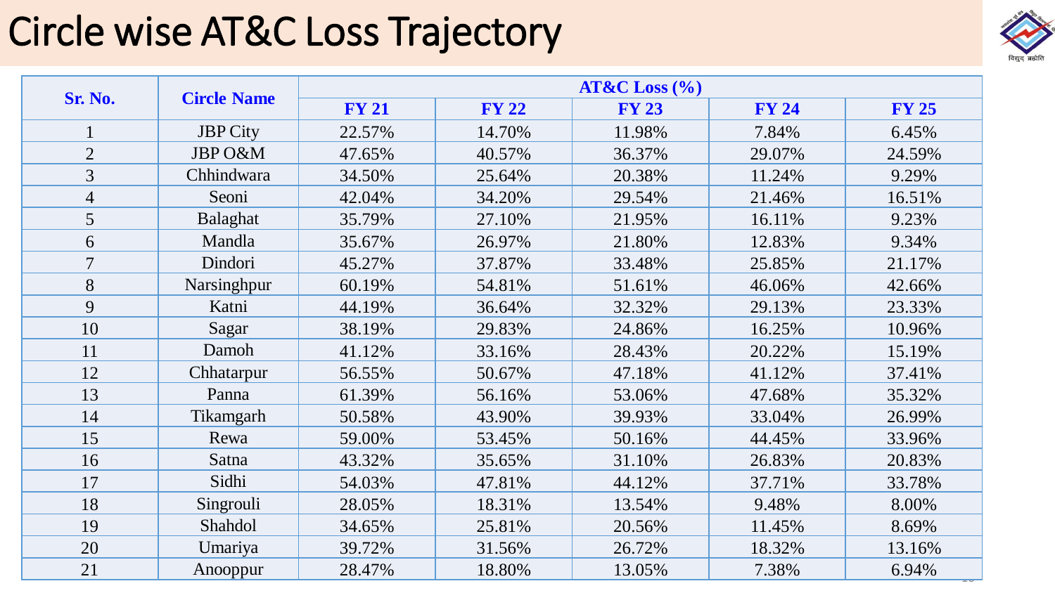# Circle wise AT&C Loss Trajectory

| Sr. No. | Circle Name | AT&C Loss (%) | | | | |
|---|---|---|---|---|---|---|
| | | FY 21 | FY 22 | FY 23 | FY 24 | FY 25 |
| 1 | JBP City | 22.57% | 14.70% | 11.98% | 7.84% | 6.45% |
| 2 | JBP O&M | 47.65% | 40.57% | 36.37% | 29.07% | 24.59% |
| 3 | Chhindwara | 34.50% | 25.64% | 20.38% | 11.24% | 9.29% |
| 4 | Seoni | 42.04% | 34.20% | 29.54% | 21.46% | 16.51% |
| 5 | Balaghat | 35.79% | 27.10% | 21.95% | 16.11% | 9.23% |
| 6 | Mandla | 35.67% | 26.97% | 21.80% | 12.83% | 9.34% |
| 7 | Dindori | 45.27% | 37.87% | 33.48% | 25.85% | 21.17% |
| 8 | Narsinghpur | 60.19% | 54.81% | 51.61% | 46.06% | 42.66% |
| 9 | Katni | 44.19% | 36.64% | 32.32% | 29.13% | 23.33% |
| 10 | Sagar | 38.19% | 29.83% | 24.86% | 16.25% | 10.96% |
| 11 | Damoh | 41.12% | 33.16% | 28.43% | 20.22% | 15.19% |
| 12 | Chhatarpur | 56.55% | 50.67% | 47.18% | 41.12% | 37.41% |
| 13 | Panna | 61.39% | 56.16% | 53.06% | 47.68% | 35.32% |
| 14 | Tikamgarh | 50.58% | 43.90% | 39.93% | 33.04% | 26.99% |
| 15 | Rewa | 59.00% | 53.45% | 50.16% | 44.45% | 33.96% |
| 16 | Satna | 43.32% | 35.65% | 31.10% | 26.83% | 20.83% |
| 17 | Sidhi | 54.03% | 47.81% | 44.12% | 37.71% | 33.78% |
| 18 | Singrouli | 28.05% | 18.31% | 13.54% | 9.48% | 8.00% |
| 19 | Shahdol | 34.65% | 25.81% | 20.56% | 11.45% | 8.69% |
| 20 | Umariya | 39.72% | 31.56% | 26.72% | 18.32% | 13.16% |
| 21 | Anooppur | 28.47% | 18.80% | 13.05% | 7.38% | 6.94% |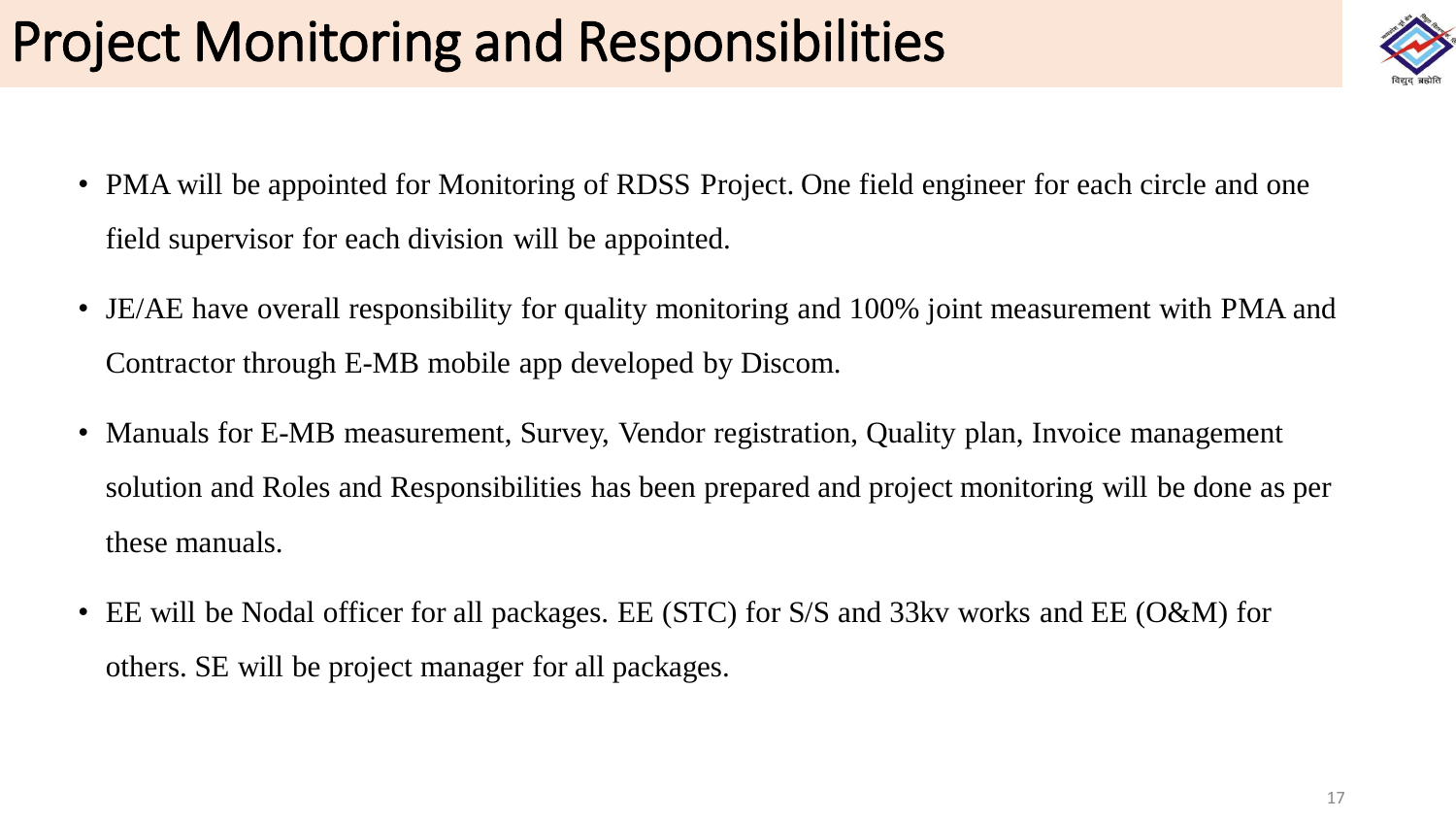# Project Monitoring and Responsibilities

- PMA will be appointed for Monitoring of RDSS Project. One field engineer for each circle and one field supervisor for each division will be appointed.
- JE/AE have overall responsibility for quality monitoring and 100% joint measurement with PMA and Contractor through E-MB mobile app developed by Discom.
- Manuals for E-MB measurement, Survey, Vendor registration, Quality plan, Invoice management solution and Roles and Responsibilities has been prepared and project monitoring will be done as per these manuals.
- EE will be Nodal officer for all packages. EE (STC) for S/S and 33kv works and EE (O&M) for others. SE will be project manager for all packages.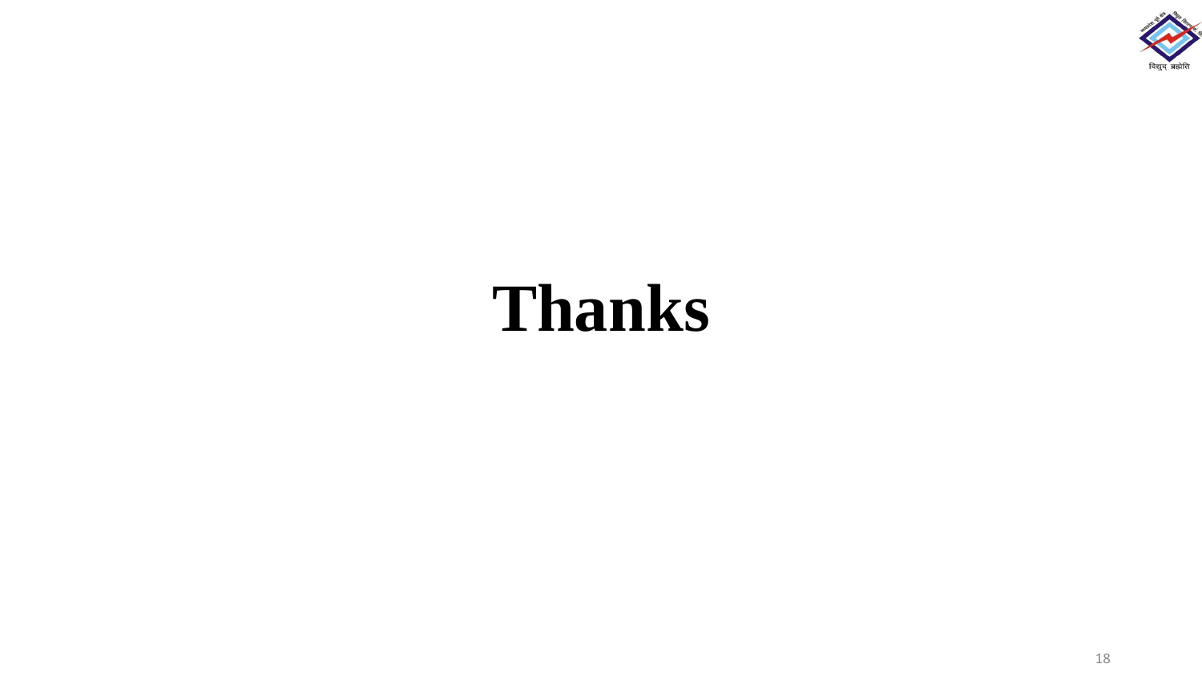# Thanks